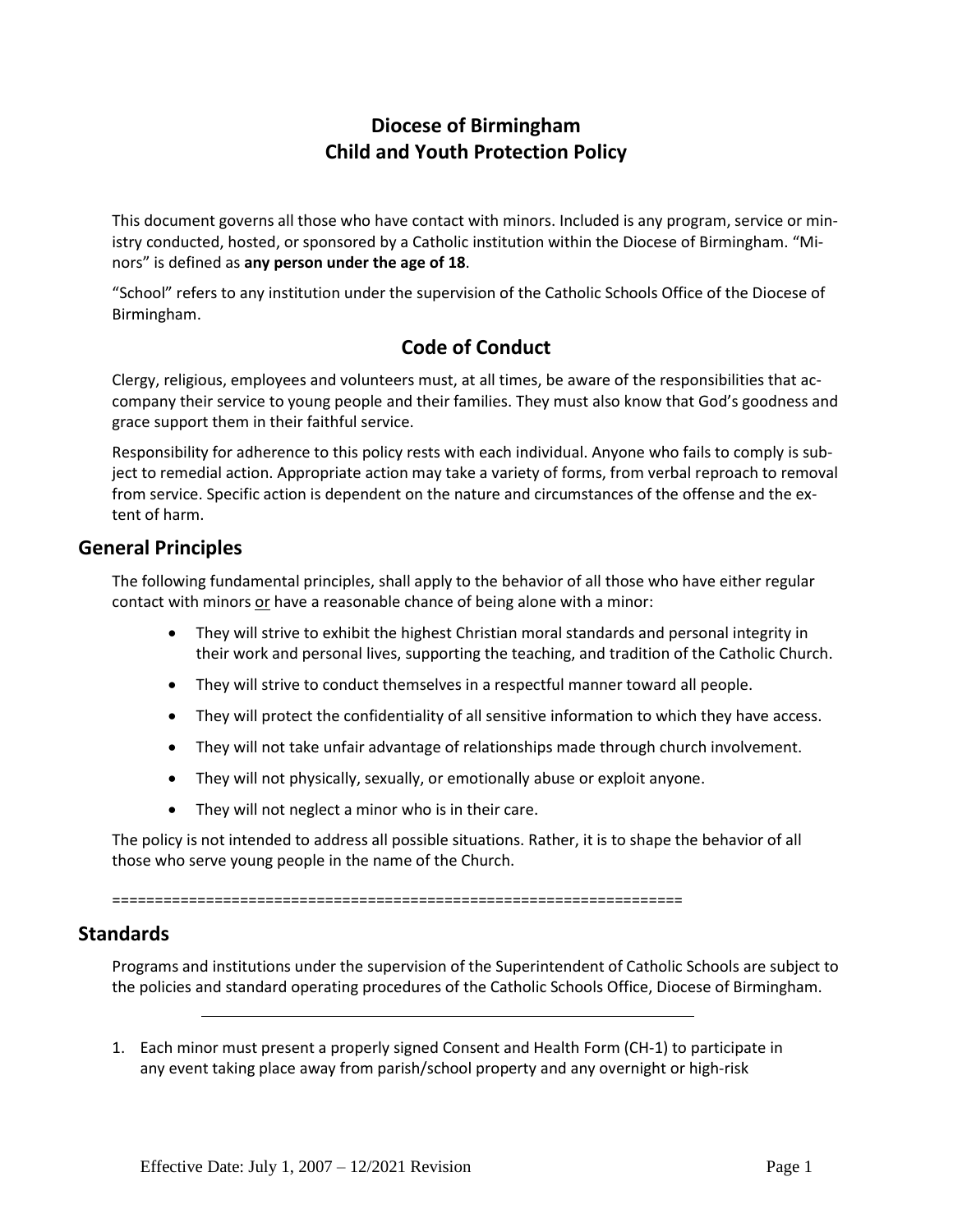# Diocese of Birmingham
# Child and Youth Protection Policy

This document governs all those who have contact with minors. Included is any program, service or ministry conducted, hosted, or sponsored by a Catholic institution within the Diocese of Birmingham. "Minors" is defined as **any person under the age of 18**.

"School" refers to any institution under the supervision of the Catholic Schools Office of the Diocese of Birmingham.

## Code of Conduct

Clergy, religious, employees and volunteers must, at all times, be aware of the responsibilities that accompany their service to young people and their families. They must also know that God's goodness and grace support them in their faithful service.

Responsibility for adherence to this policy rests with each individual. Anyone who fails to comply is subject to remedial action. Appropriate action may take a variety of forms, from verbal reproach to removal from service. Specific action is dependent on the nature and circumstances of the offense and the extent of harm.

## General Principles

The following fundamental principles, shall apply to the behavior of all those who have either regular contact with minors <u>or</u> have a reasonable chance of being alone with a minor:

- They will strive to exhibit the highest Christian moral standards and personal integrity in their work and personal lives, supporting the teaching, and tradition of the Catholic Church.
- They will strive to conduct themselves in a respectful manner toward all people.
- They will protect the confidentiality of all sensitive information to which they have access.
- They will not take unfair advantage of relationships made through church involvement.
- They will not physically, sexually, or emotionally abuse or exploit anyone.
- They will not neglect a minor who is in their care.

The policy is not intended to address all possible situations. Rather, it is to shape the behavior of all those who serve young people in the name of the Church.

==================================================================

## Standards

Programs and institutions under the supervision of the Superintendent of Catholic Schools are subject to the policies and standard operating procedures of the Catholic Schools Office, Diocese of Birmingham.

---

1. Each minor must present a properly signed Consent and Health Form (CH-1) to participate in any event taking place away from parish/school property and any overnight or high-risk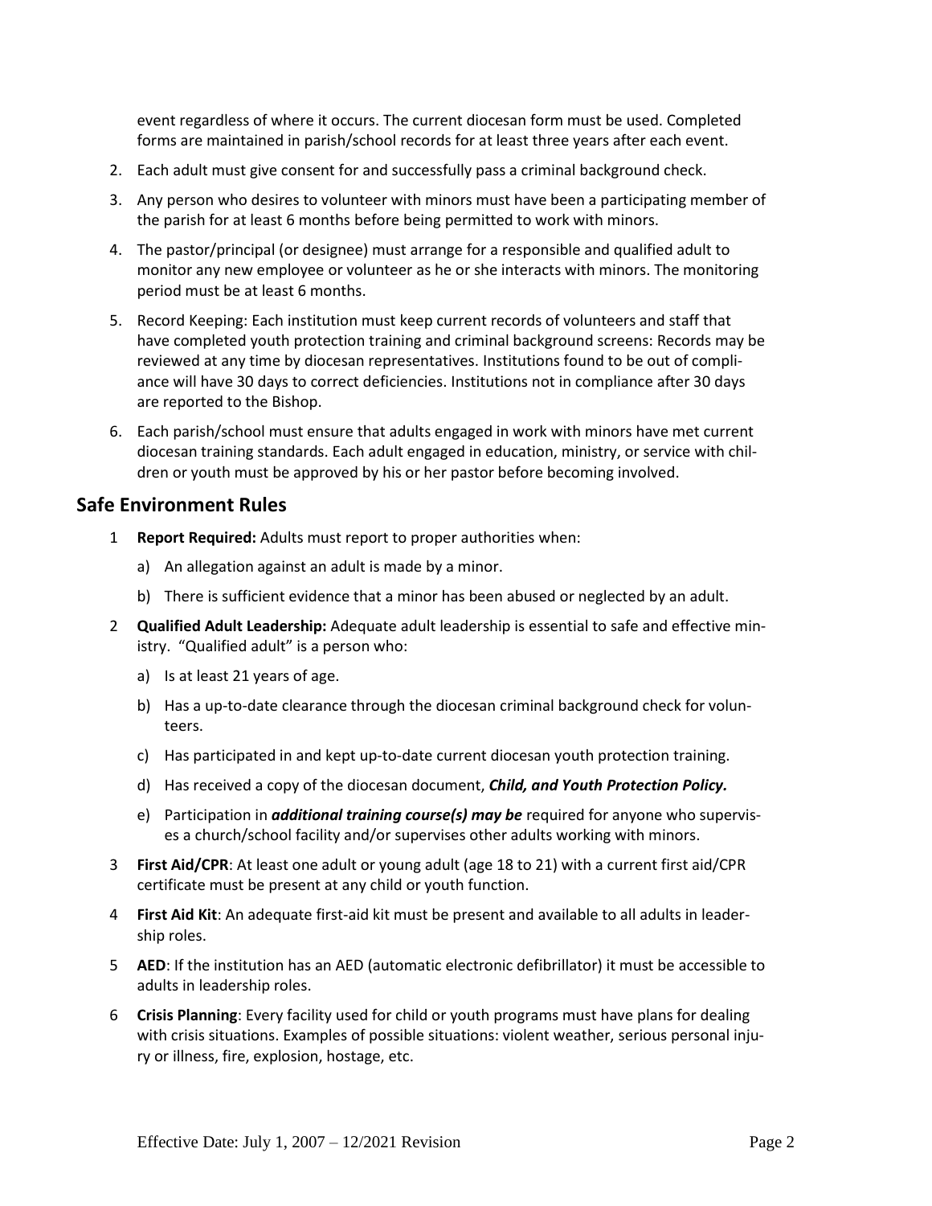event regardless of where it occurs. The current diocesan form must be used. Completed forms are maintained in parish/school records for at least three years after each event.

2. Each adult must give consent for and successfully pass a criminal background check.
3. Any person who desires to volunteer with minors must have been a participating member of the parish for at least 6 months before being permitted to work with minors.
4. The pastor/principal (or designee) must arrange for a responsible and qualified adult to monitor any new employee or volunteer as he or she interacts with minors. The monitoring period must be at least 6 months.
5. Record Keeping: Each institution must keep current records of volunteers and staff that have completed youth protection training and criminal background screens: Records may be reviewed at any time by diocesan representatives. Institutions found to be out of compliance will have 30 days to correct deficiencies. Institutions not in compliance after 30 days are reported to the Bishop.
6. Each parish/school must ensure that adults engaged in work with minors have met current diocesan training standards. Each adult engaged in education, ministry, or service with children or youth must be approved by his or her pastor before becoming involved.

## Safe Environment Rules

1. **Report Required:** Adults must report to proper authorities when:
   a) An allegation against an adult is made by a minor.
   b) There is sufficient evidence that a minor has been abused or neglected by an adult.
2. **Qualified Adult Leadership:** Adequate adult leadership is essential to safe and effective ministry. "Qualified adult" is a person who:
   a) Is at least 21 years of age.
   b) Has a up-to-date clearance through the diocesan criminal background check for volunteers.
   c) Has participated in and kept up-to-date current diocesan youth protection training.
   d) Has received a copy of the diocesan document, ***Child, and Youth Protection Policy.***
   e) Participation in ***additional training course(s) may be*** required for anyone who supervises a church/school facility and/or supervises other adults working with minors.
3. **First Aid/CPR**: At least one adult or young adult (age 18 to 21) with a current first aid/CPR certificate must be present at any child or youth function.
4. **First Aid Kit**: An adequate first-aid kit must be present and available to all adults in leadership roles.
5. **AED**: If the institution has an AED (automatic electronic defibrillator) it must be accessible to adults in leadership roles.
6. **Crisis Planning**: Every facility used for child or youth programs must have plans for dealing with crisis situations. Examples of possible situations: violent weather, serious personal injury or illness, fire, explosion, hostage, etc.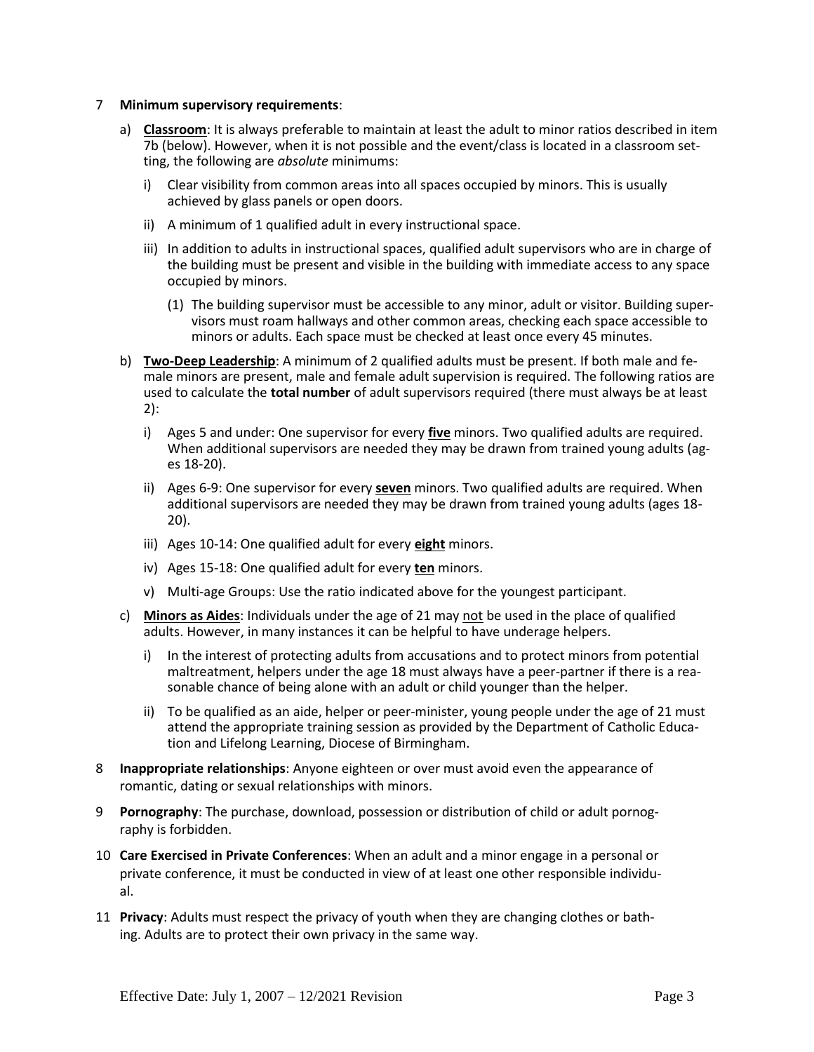7 **Minimum supervisory requirements**:

a) **<u>Classroom</u>**: It is always preferable to maintain at least the adult to minor ratios described in item 7b (below). However, when it is not possible and the event/class is located in a classroom setting, the following are *absolute* minimums:

   i) Clear visibility from common areas into all spaces occupied by minors. This is usually achieved by glass panels or open doors.

   ii) A minimum of 1 qualified adult in every instructional space.

   iii) In addition to adults in instructional spaces, qualified adult supervisors who are in charge of the building must be present and visible in the building with immediate access to any space occupied by minors.

      (1) The building supervisor must be accessible to any minor, adult or visitor. Building supervisors must roam hallways and other common areas, checking each space accessible to minors or adults. Each space must be checked at least once every 45 minutes.

b) **<u>Two-Deep Leadership</u>**: A minimum of 2 qualified adults must be present. If both male and female minors are present, male and female adult supervision is required. The following ratios are used to calculate the **total number** of adult supervisors required (there must always be at least 2):

   i) Ages 5 and under: One supervisor for every **<u>five</u>** minors. Two qualified adults are required. When additional supervisors are needed they may be drawn from trained young adults (ages 18-20).

   ii) Ages 6-9: One supervisor for every **<u>seven</u>** minors. Two qualified adults are required. When additional supervisors are needed they may be drawn from trained young adults (ages 18-20).

   iii) Ages 10-14: One qualified adult for every **<u>eight</u>** minors.

   iv) Ages 15-18: One qualified adult for every **<u>ten</u>** minors.

   v) Multi-age Groups: Use the ratio indicated above for the youngest participant.

c) **<u>Minors as Aides</u>**: Individuals under the age of 21 may <u>not</u> be used in the place of qualified adults. However, in many instances it can be helpful to have underage helpers.

   i) In the interest of protecting adults from accusations and to protect minors from potential maltreatment, helpers under the age 18 must always have a peer-partner if there is a reasonable chance of being alone with an adult or child younger than the helper.

   ii) To be qualified as an aide, helper or peer-minister, young people under the age of 21 must attend the appropriate training session as provided by the Department of Catholic Education and Lifelong Learning, Diocese of Birmingham.

8 **Inappropriate relationships**: Anyone eighteen or over must avoid even the appearance of romantic, dating or sexual relationships with minors.

9 **Pornography**: The purchase, download, possession or distribution of child or adult pornography is forbidden.

10 **Care Exercised in Private Conferences**: When an adult and a minor engage in a personal or private conference, it must be conducted in view of at least one other responsible individual.

11 **Privacy**: Adults must respect the privacy of youth when they are changing clothes or bathing. Adults are to protect their own privacy in the same way.

Effective Date: July 1, 2007 – 12/2021 Revision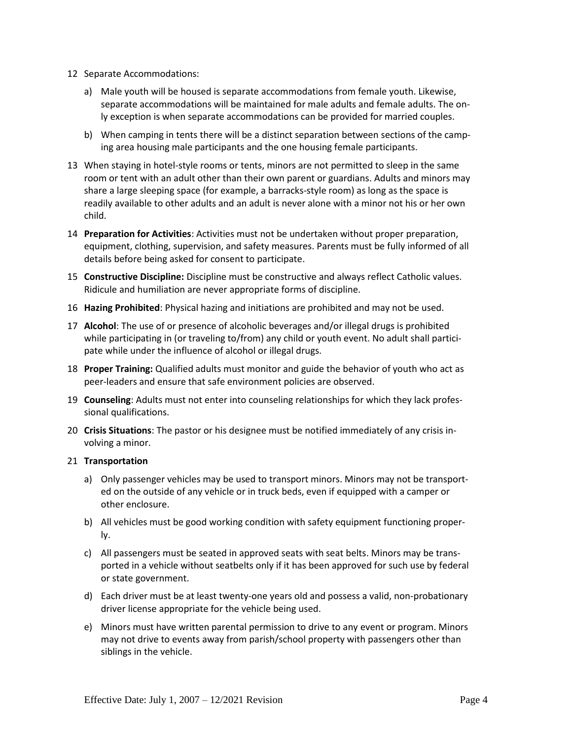12 Separate Accommodations:

   a) Male youth will be housed is separate accommodations from female youth. Likewise, separate accommodations will be maintained for male adults and female adults. The only exception is when separate accommodations can be provided for married couples.

   b) When camping in tents there will be a distinct separation between sections of the camping area housing male participants and the one housing female participants.

13 When staying in hotel-style rooms or tents, minors are not permitted to sleep in the same room or tent with an adult other than their own parent or guardians. Adults and minors may share a large sleeping space (for example, a barracks-style room) as long as the space is readily available to other adults and an adult is never alone with a minor not his or her own child.

14 **Preparation for Activities**: Activities must not be undertaken without proper preparation, equipment, clothing, supervision, and safety measures. Parents must be fully informed of all details before being asked for consent to participate.

15 **Constructive Discipline:** Discipline must be constructive and always reflect Catholic values. Ridicule and humiliation are never appropriate forms of discipline.

16 **Hazing Prohibited**: Physical hazing and initiations are prohibited and may not be used.

17 **Alcohol**: The use of or presence of alcoholic beverages and/or illegal drugs is prohibited while participating in (or traveling to/from) any child or youth event. No adult shall participate while under the influence of alcohol or illegal drugs.

18 **Proper Training:** Qualified adults must monitor and guide the behavior of youth who act as peer-leaders and ensure that safe environment policies are observed.

19 **Counseling**: Adults must not enter into counseling relationships for which they lack professional qualifications.

20 **Crisis Situations**: The pastor or his designee must be notified immediately of any crisis involving a minor.

21 **Transportation**

   a) Only passenger vehicles may be used to transport minors. Minors may not be transported on the outside of any vehicle or in truck beds, even if equipped with a camper or other enclosure.

   b) All vehicles must be good working condition with safety equipment functioning properly.

   c) All passengers must be seated in approved seats with seat belts. Minors may be transported in a vehicle without seatbelts only if it has been approved for such use by federal or state government.

   d) Each driver must be at least twenty-one years old and possess a valid, non-probationary driver license appropriate for the vehicle being used.

   e) Minors must have written parental permission to drive to any event or program. Minors may not drive to events away from parish/school property with passengers other than siblings in the vehicle.

Effective Date: July 1, 2007 – 12/2021 Revision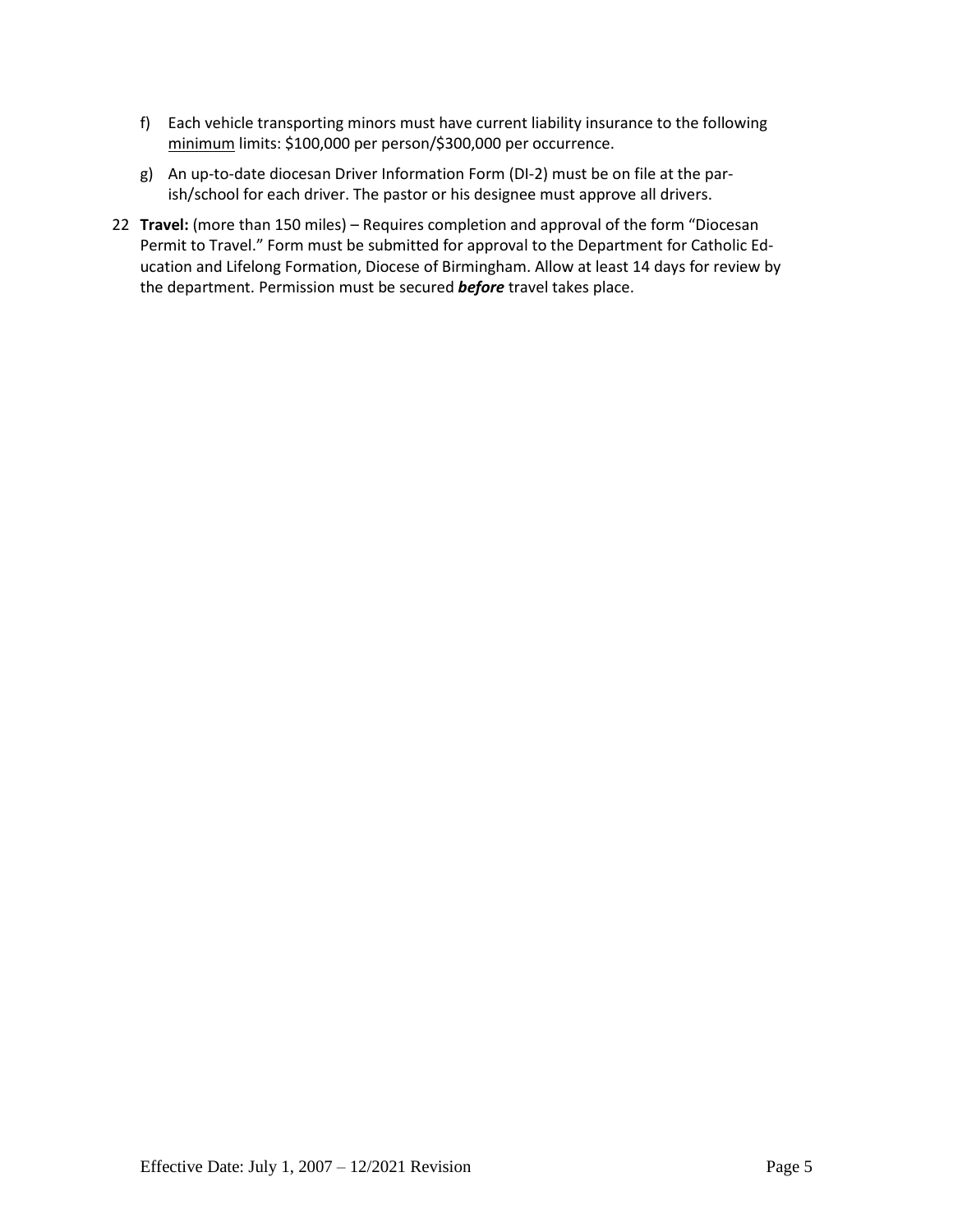f) Each vehicle transporting minors must have current liability insurance to the following <u>minimum</u> limits: $100,000 per person/$300,000 per occurrence.

g) An up-to-date diocesan Driver Information Form (DI-2) must be on file at the parish/school for each driver. The pastor or his designee must approve all drivers.

22 **Travel:** (more than 150 miles) – Requires completion and approval of the form "Diocesan Permit to Travel." Form must be submitted for approval to the Department for Catholic Education and Lifelong Formation, Diocese of Birmingham. Allow at least 14 days for review by the department. Permission must be secured ***before*** travel takes place.

Effective Date: July 1, 2007 – 12/2021 Revision